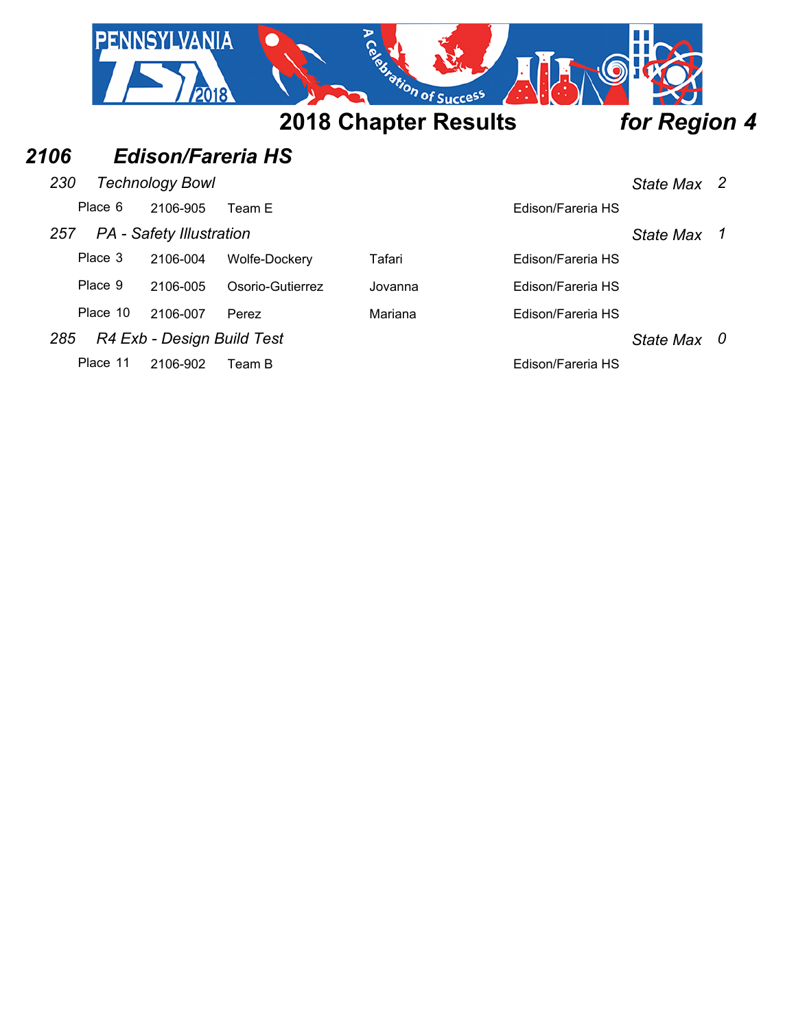# 2018 Chapter Results *for Region 4*

## *2106 Edison/Fareria HS*

### *230 Technology Bowl* — *State Max 2*

| Place | ID | Name | First Name | School |
|---|---|---|---|---|
| Place 6 | 2106-905 | Team E | | Edison/Fareria HS |

### *257 PA - Safety Illustration* — *State Max 1*

| Place | ID | Name | First Name | School |
|---|---|---|---|---|
| Place 3 | 2106-004 | Wolfe-Dockery | Tafari | Edison/Fareria HS |
| Place 9 | 2106-005 | Osorio-Gutierrez | Jovanna | Edison/Fareria HS |
| Place 10 | 2106-007 | Perez | Mariana | Edison/Fareria HS |

### *285 R4 Exb - Design Build Test* — *State Max 0*

| Place | ID | Name | First Name | School |
|---|---|---|---|---|
| Place 11 | 2106-902 | Team B | | Edison/Fareria HS |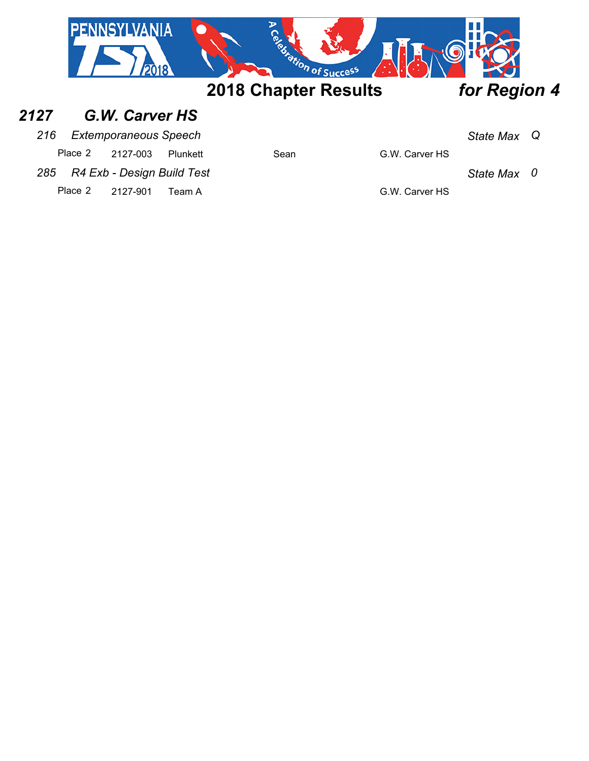## 2018 Chapter Results *for Region 4*

### *2127 G.W. Carver HS*

*216 Extemporaneous Speech* — *State Max Q*

| Place | ID | Name | First | School |
|---|---|---|---|---|
| Place 2 | 2127-003 | Plunkett | Sean | G.W. Carver HS |

*285 R4 Exb - Design Build Test* — *State Max 0*

| Place | ID | Name | First | School |
|---|---|---|---|---|
| Place 2 | 2127-901 | Team A | | G.W. Carver HS |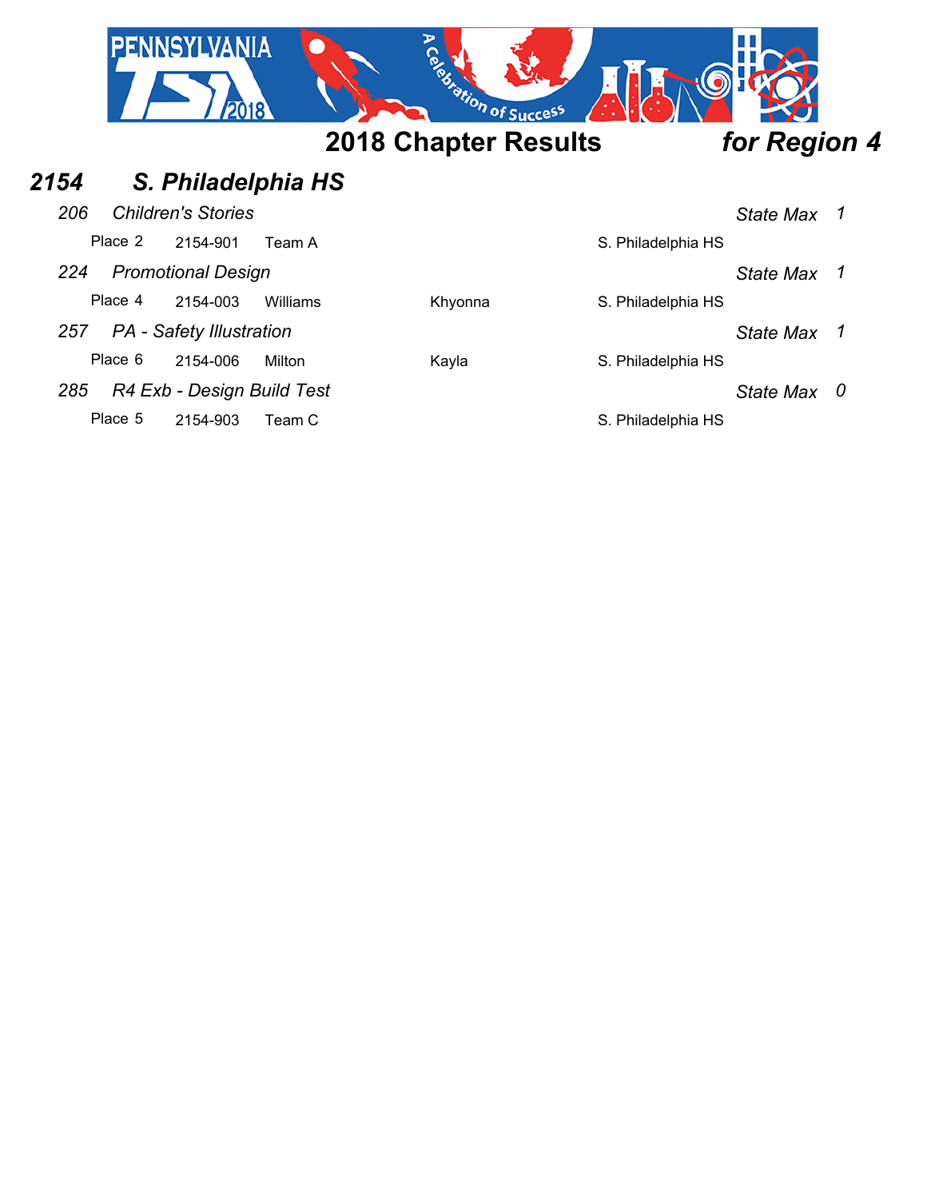# 2018 Chapter Results *for Region 4*

## *2154 S. Philadelphia HS*

*206 Children's Stories* — *State Max 1*

| Place | ID | Name | First Name | School |
|---|---|---|---|---|
| Place 2 | 2154-901 | Team A | | S. Philadelphia HS |

*224 Promotional Design* — *State Max 1*

| Place | ID | Name | First Name | School |
|---|---|---|---|---|
| Place 4 | 2154-003 | Williams | Khyonna | S. Philadelphia HS |

*257 PA - Safety Illustration* — *State Max 1*

| Place | ID | Name | First Name | School |
|---|---|---|---|---|
| Place 6 | 2154-006 | Milton | Kayla | S. Philadelphia HS |

*285 R4 Exb - Design Build Test* — *State Max 0*

| Place | ID | Name | First Name | School |
|---|---|---|---|---|
| Place 5 | 2154-903 | Team C | | S. Philadelphia HS |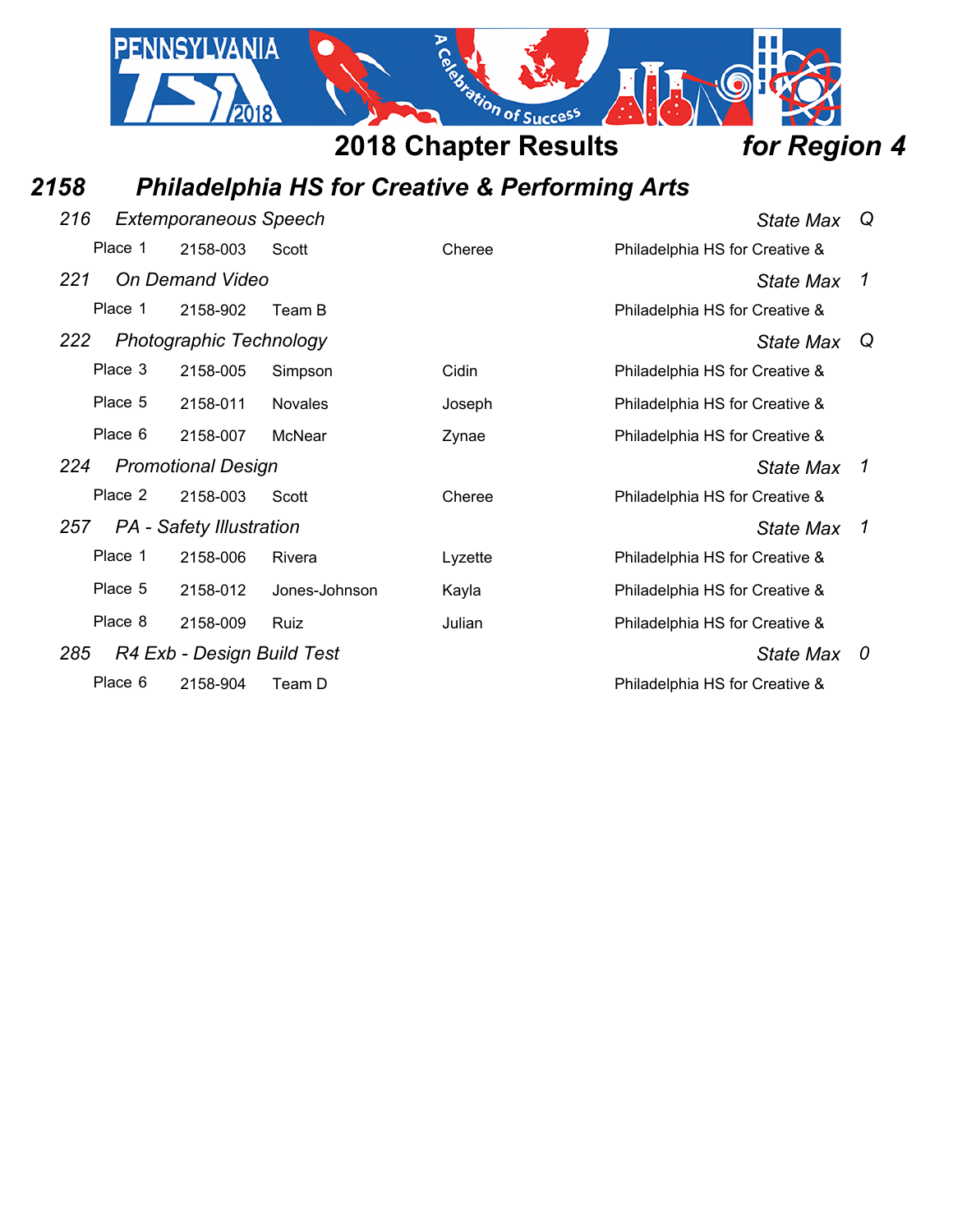## 2018 Chapter Results *for Region 4*

### *2158 Philadelphia HS for Creative & Performing Arts*

*216 Extemporaneous Speech* — *State Max Q*

| Place | ID | Last Name | First Name | School |
|---|---|---|---|---|
| Place 1 | 2158-003 | Scott | Cheree | Philadelphia HS for Creative & |

*221 On Demand Video* — *State Max 1*

| Place | ID | Last Name | First Name | School |
|---|---|---|---|---|
| Place 1 | 2158-902 | Team B | | Philadelphia HS for Creative & |

*222 Photographic Technology* — *State Max Q*

| Place | ID | Last Name | First Name | School |
|---|---|---|---|---|
| Place 3 | 2158-005 | Simpson | Cidin | Philadelphia HS for Creative & |
| Place 5 | 2158-011 | Novales | Joseph | Philadelphia HS for Creative & |
| Place 6 | 2158-007 | McNear | Zynae | Philadelphia HS for Creative & |

*224 Promotional Design* — *State Max 1*

| Place | ID | Last Name | First Name | School |
|---|---|---|---|---|
| Place 2 | 2158-003 | Scott | Cheree | Philadelphia HS for Creative & |

*257 PA - Safety Illustration* — *State Max 1*

| Place | ID | Last Name | First Name | School |
|---|---|---|---|---|
| Place 1 | 2158-006 | Rivera | Lyzette | Philadelphia HS for Creative & |
| Place 5 | 2158-012 | Jones-Johnson | Kayla | Philadelphia HS for Creative & |
| Place 8 | 2158-009 | Ruiz | Julian | Philadelphia HS for Creative & |

*285 R4 Exb - Design Build Test* — *State Max 0*

| Place | ID | Last Name | First Name | School |
|---|---|---|---|---|
| Place 6 | 2158-904 | Team D | | Philadelphia HS for Creative & |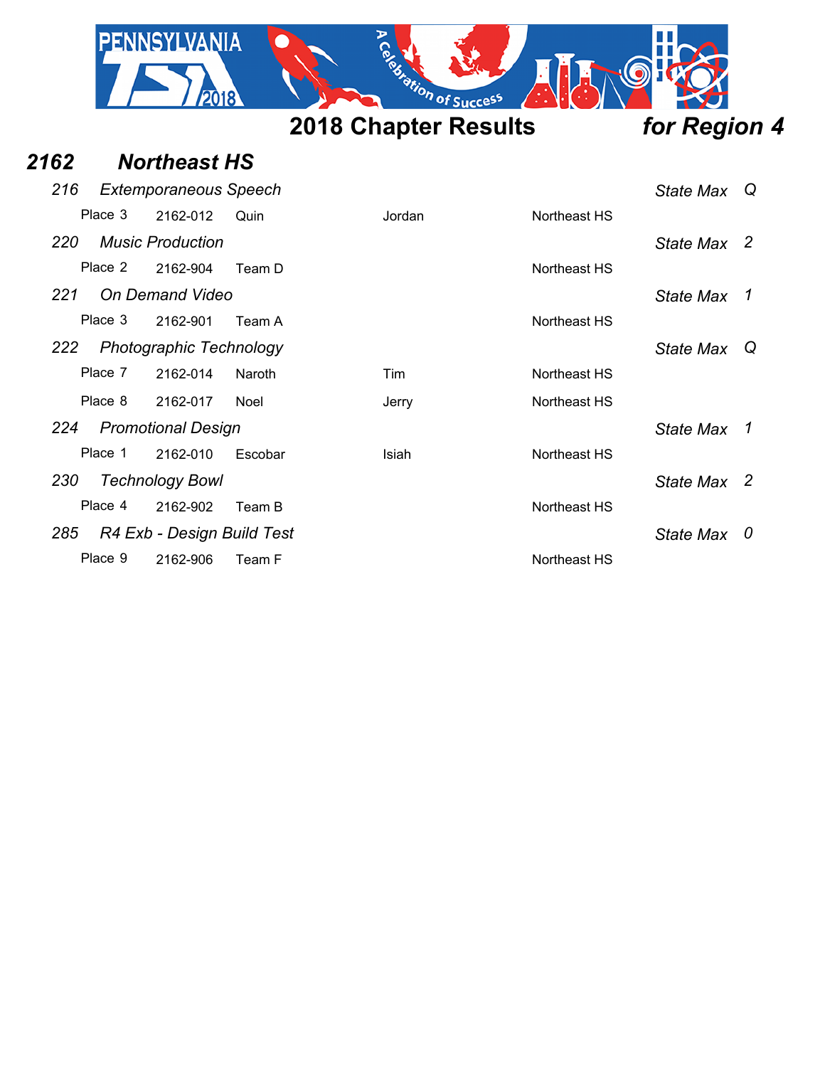## 2018 Chapter Results *for Region 4*

### *2162 Northeast HS*

| | | | | | |
|---|---|---|---|---|---|
| ***216 Extemporaneous Speech*** | | | | *State Max* | *Q* |
| Place 3 | 2162-012 | Quin | Jordan | Northeast HS | |
| ***220 Music Production*** | | | | *State Max* | *2* |
| Place 2 | 2162-904 | Team D | | Northeast HS | |
| ***221 On Demand Video*** | | | | *State Max* | *1* |
| Place 3 | 2162-901 | Team A | | Northeast HS | |
| ***222 Photographic Technology*** | | | | *State Max* | *Q* |
| Place 7 | 2162-014 | Naroth | Tim | Northeast HS | |
| Place 8 | 2162-017 | Noel | Jerry | Northeast HS | |
| ***224 Promotional Design*** | | | | *State Max* | *1* |
| Place 1 | 2162-010 | Escobar | Isiah | Northeast HS | |
| ***230 Technology Bowl*** | | | | *State Max* | *2* |
| Place 4 | 2162-902 | Team B | | Northeast HS | |
| ***285 R4 Exb - Design Build Test*** | | | | *State Max* | *0* |
| Place 9 | 2162-906 | Team F | | Northeast HS | |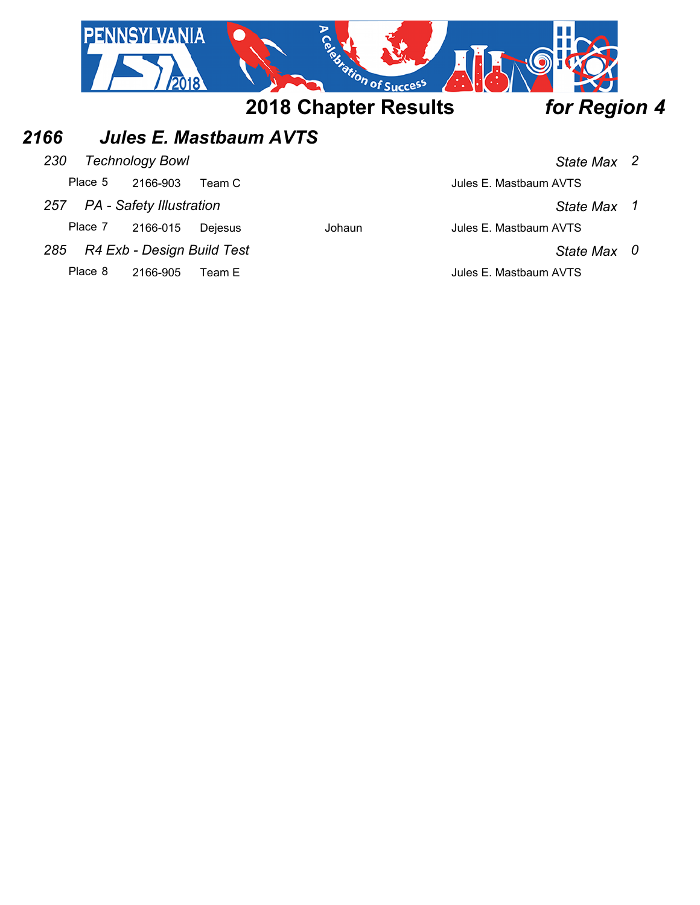## 2018 Chapter Results *for Region 4*

### *2166 Jules E. Mastbaum AVTS*

*230 Technology Bowl* — *State Max 2*

| Place | ID | Name | | School |
|---|---|---|---|---|
| Place 5 | 2166-903 | Team C | | Jules E. Mastbaum AVTS |

*257 PA - Safety Illustration* — *State Max 1*

| Place | ID | Name | | School |
|---|---|---|---|---|
| Place 7 | 2166-015 | Dejesus | Johaun | Jules E. Mastbaum AVTS |

*285 R4 Exb - Design Build Test* — *State Max 0*

| Place | ID | Name | | School |
|---|---|---|---|---|
| Place 8 | 2166-905 | Team E | | Jules E. Mastbaum AVTS |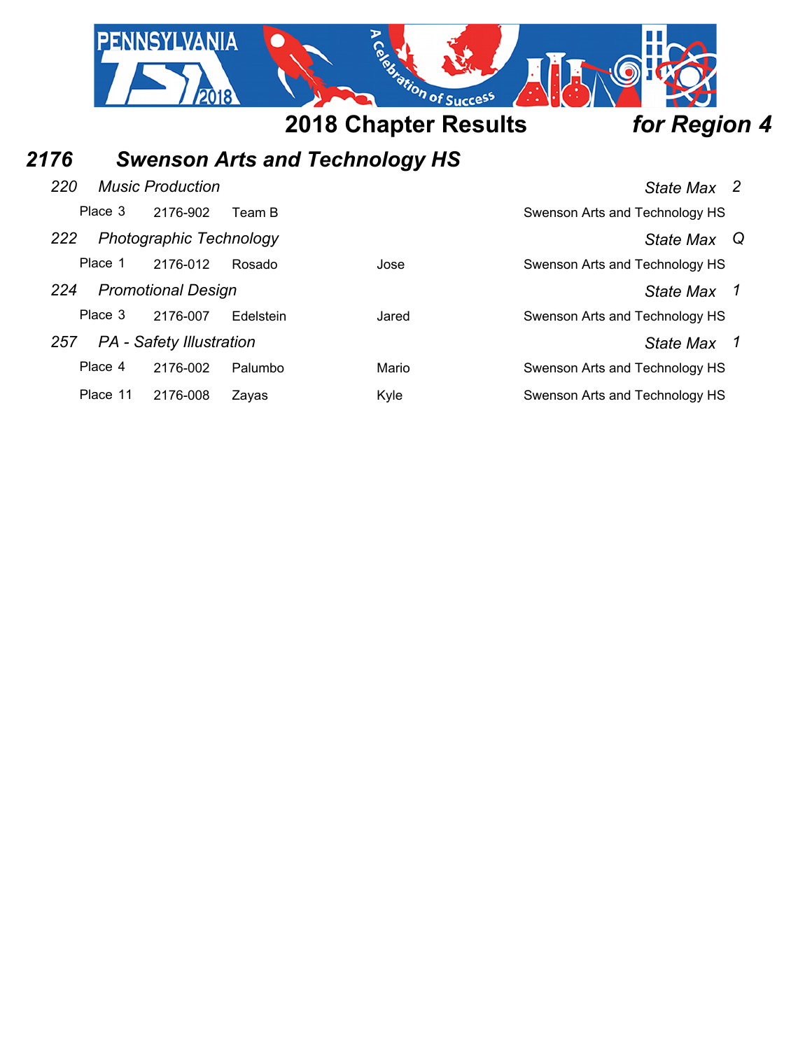## 2018 Chapter Results *for Region 4*

### *2176 Swenson Arts and Technology HS*

*220 Music Production* — *State Max* 2

| Place | ID | Last Name | First Name | School |
|---|---|---|---|---|
| Place 3 | 2176-902 | Team B | | Swenson Arts and Technology HS |

*222 Photographic Technology* — *State Max* Q

| Place | ID | Last Name | First Name | School |
|---|---|---|---|---|
| Place 1 | 2176-012 | Rosado | Jose | Swenson Arts and Technology HS |

*224 Promotional Design* — *State Max* 1

| Place | ID | Last Name | First Name | School |
|---|---|---|---|---|
| Place 3 | 2176-007 | Edelstein | Jared | Swenson Arts and Technology HS |

*257 PA - Safety Illustration* — *State Max* 1

| Place | ID | Last Name | First Name | School |
|---|---|---|---|---|
| Place 4 | 2176-002 | Palumbo | Mario | Swenson Arts and Technology HS |
| Place 11 | 2176-008 | Zayas | Kyle | Swenson Arts and Technology HS |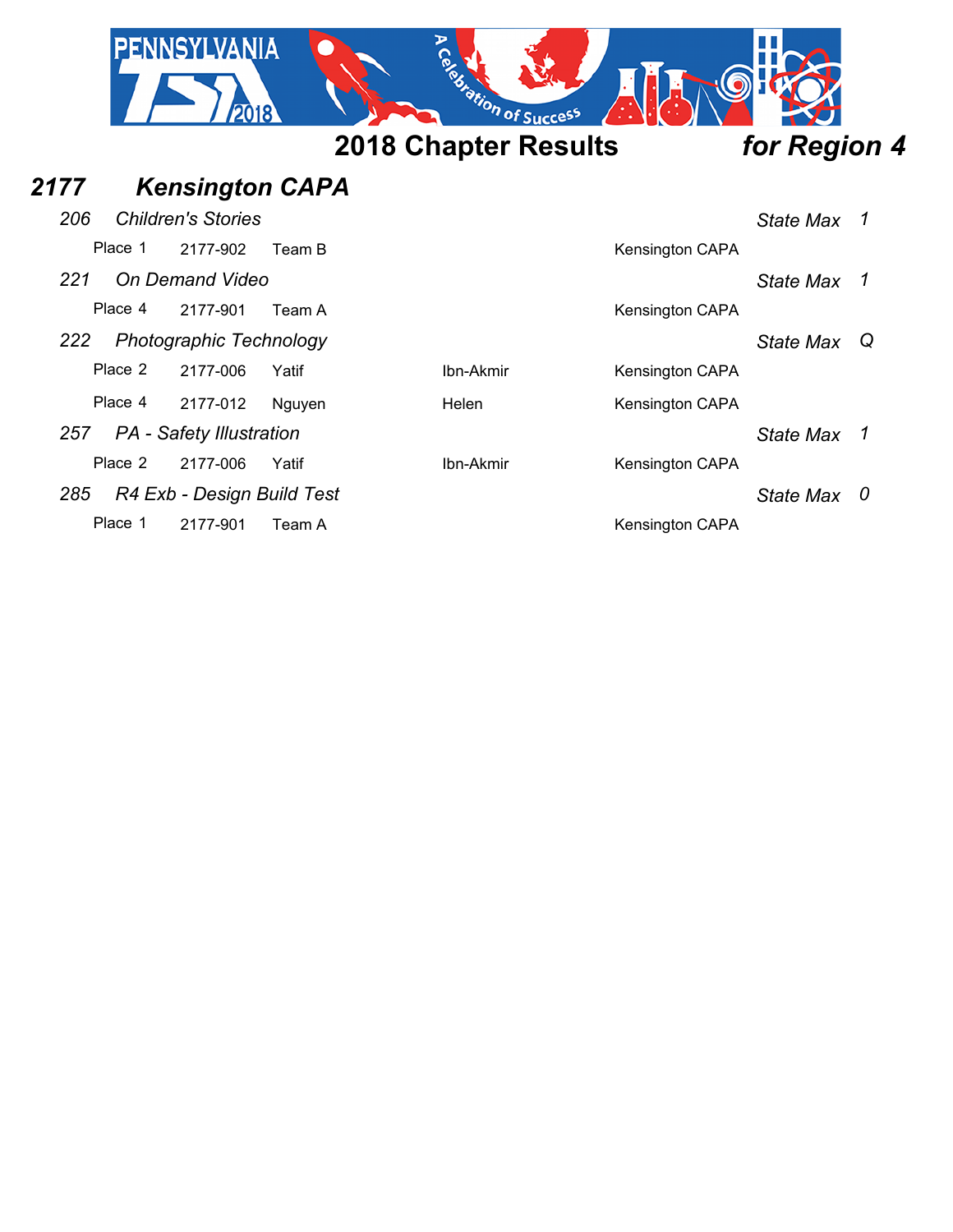## 2018 Chapter Results *for Region 4*

### *2177 Kensington CAPA*

*206 Children's Stories* — *State Max 1*

| Place | ID | Name | | School |
|---|---|---|---|---|
| Place 1 | 2177-902 | Team B | | Kensington CAPA |

*221 On Demand Video* — *State Max 1*

| Place | ID | Name | | School |
|---|---|---|---|---|
| Place 4 | 2177-901 | Team A | | Kensington CAPA |

*222 Photographic Technology* — *State Max Q*

| Place | ID | Name | | School |
|---|---|---|---|---|
| Place 2 | 2177-006 | Yatif | Ibn-Akmir | Kensington CAPA |
| Place 4 | 2177-012 | Nguyen | Helen | Kensington CAPA |

*257 PA - Safety Illustration* — *State Max 1*

| Place | ID | Name | | School |
|---|---|---|---|---|
| Place 2 | 2177-006 | Yatif | Ibn-Akmir | Kensington CAPA |

*285 R4 Exb - Design Build Test* — *State Max 0*

| Place | ID | Name | | School |
|---|---|---|---|---|
| Place 1 | 2177-901 | Team A | | Kensington CAPA |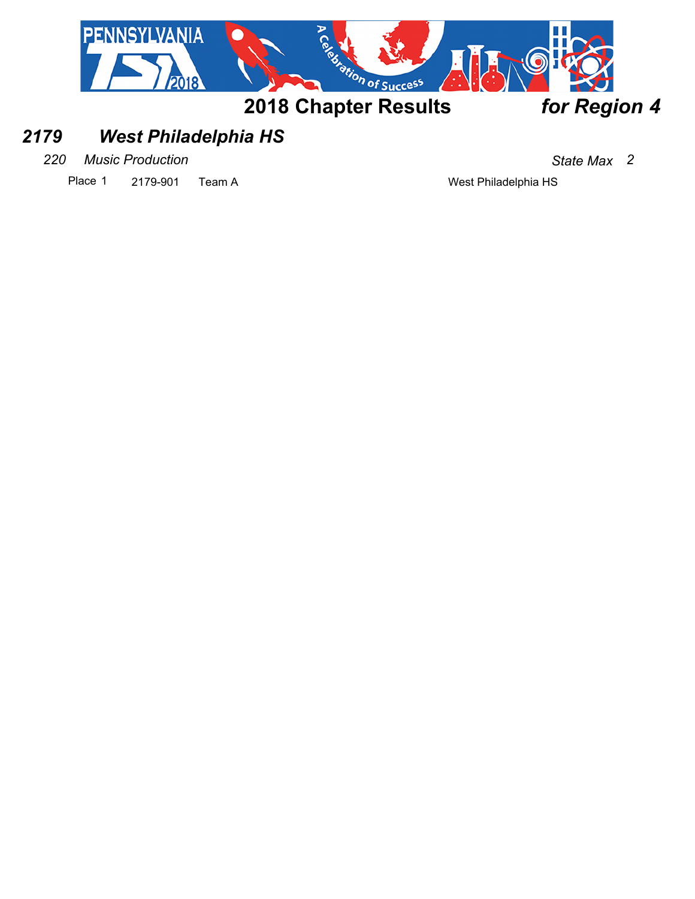## 2018 Chapter Results *for Region 4*

### *2179 West Philadelphia HS*

*220 Music Production* *State Max 2*

Place 1 2179-901 Team A West Philadelphia HS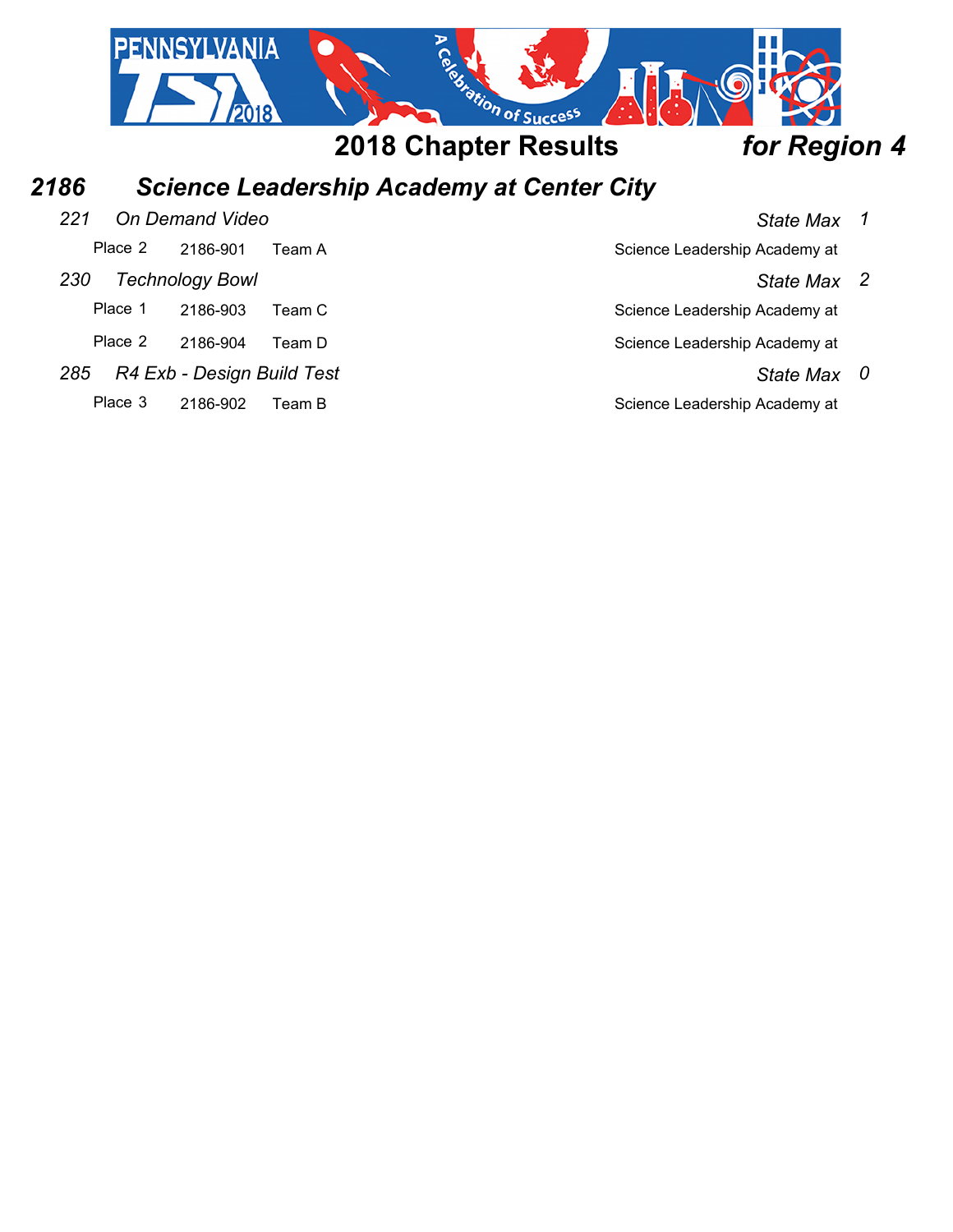# 2018 Chapter Results *for Region 4*

## *2186 Science Leadership Academy at Center City*

### *221 On Demand Video* — *State Max 1*

| Place | ID | Team | School |
|---|---|---|---|
| Place 2 | 2186-901 | Team A | Science Leadership Academy at |

### *230 Technology Bowl* — *State Max 2*

| Place | ID | Team | School |
|---|---|---|---|
| Place 1 | 2186-903 | Team C | Science Leadership Academy at |
| Place 2 | 2186-904 | Team D | Science Leadership Academy at |

### *285 R4 Exb - Design Build Test* — *State Max 0*

| Place | ID | Team | School |
|---|---|---|---|
| Place 3 | 2186-902 | Team B | Science Leadership Academy at |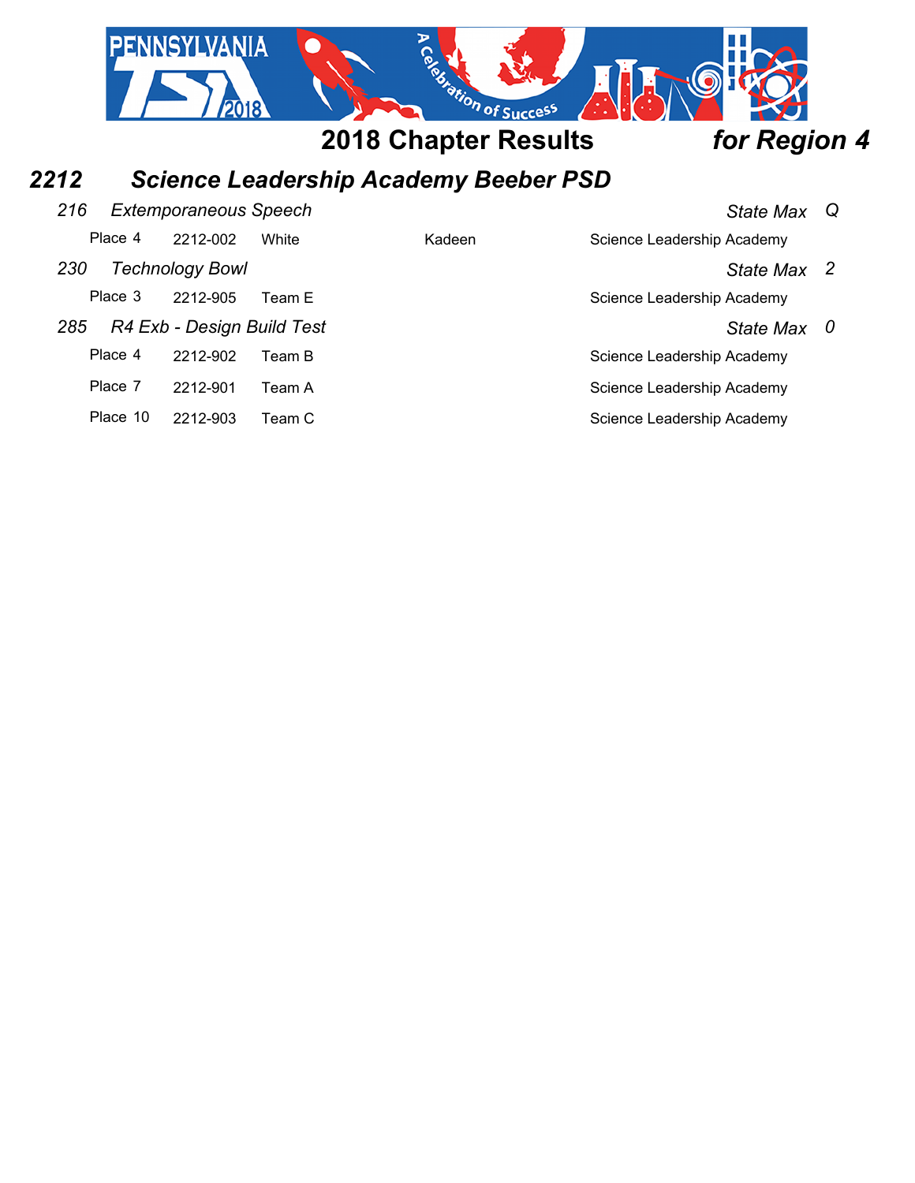# 2018 Chapter Results *for Region 4*

## *2212 Science Leadership Academy Beeber PSD*

### *216 Extemporaneous Speech* — *State Max* Q

| | | | | |
|---|---|---|---|---|
| Place 4 | 2212-002 | White | Kadeen | Science Leadership Academy |

### *230 Technology Bowl* — *State Max* 2

| | | | | |
|---|---|---|---|---|
| Place 3 | 2212-905 | Team E | | Science Leadership Academy |

### *285 R4 Exb - Design Build Test* — *State Max* 0

| | | | | |
|---|---|---|---|---|
| Place 4 | 2212-902 | Team B | | Science Leadership Academy |
| Place 7 | 2212-901 | Team A | | Science Leadership Academy |
| Place 10 | 2212-903 | Team C | | Science Leadership Academy |